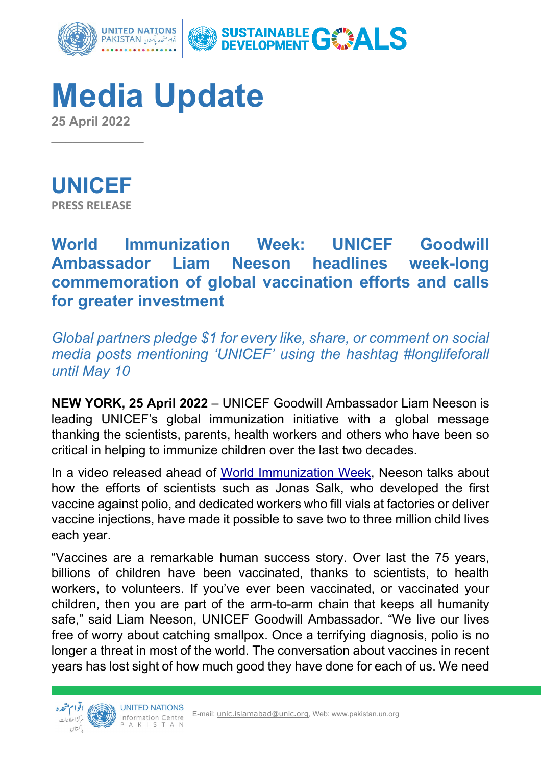# Media Update

**25 April 2022**

## UNICEF

**PRESS RELEASE**

## World Immunization Week: UNICEF Goodwill Ambassador Liam Neeson headlines week-long commemoration of global vaccination efforts and calls for greater investment

*Global partners pledge $1 for every like, share, or comment on social media posts mentioning 'UNICEF' using the hashtag #longlifeforall until May 10*

**NEW YORK, 25 April 2022** – UNICEF Goodwill Ambassador Liam Neeson is leading UNICEF's global immunization initiative with a global message thanking the scientists, parents, health workers and others who have been so critical in helping to immunize children over the last two decades.

In a video released ahead of [World Immunization Week](), Neeson talks about how the efforts of scientists such as Jonas Salk, who developed the first vaccine against polio, and dedicated workers who fill vials at factories or deliver vaccine injections, have made it possible to save two to three million child lives each year.

"Vaccines are a remarkable human success story. Over last the 75 years, billions of children have been vaccinated, thanks to scientists, to health workers, to volunteers. If you've ever been vaccinated, or vaccinated your children, then you are part of the arm-to-arm chain that keeps all humanity safe," said Liam Neeson, UNICEF Goodwill Ambassador. "We live our lives free of worry about catching smallpox. Once a terrifying diagnosis, polio is no longer a threat in most of the world. The conversation about vaccines in recent years has lost sight of how much good they have done for each of us. We need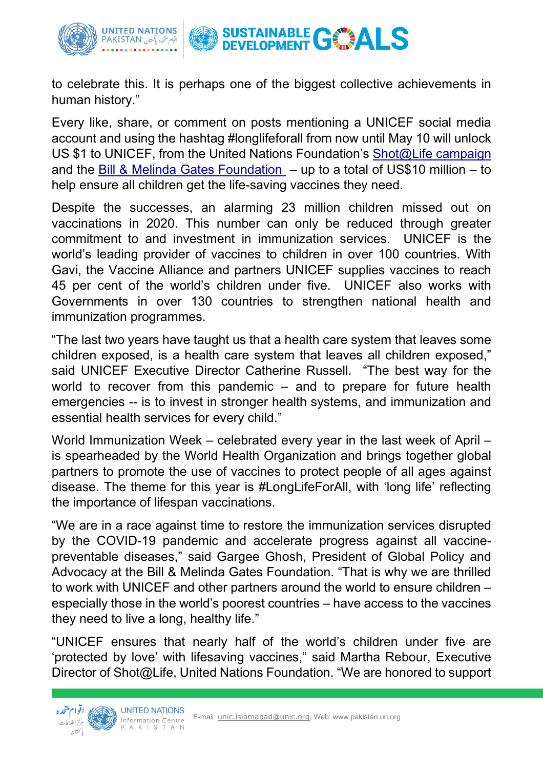to celebrate this. It is perhaps one of the biggest collective achievements in human history."

Every like, share, or comment on posts mentioning a UNICEF social media account and using the hashtag #longlifeforall from now until May 10 will unlock US $1 to UNICEF, from the United Nations Foundation's Shot@Life campaign and the Bill & Melinda Gates Foundation – up to a total of US$10 million – to help ensure all children get the life-saving vaccines they need.

Despite the successes, an alarming 23 million children missed out on vaccinations in 2020. This number can only be reduced through greater commitment to and investment in immunization services. UNICEF is the world's leading provider of vaccines to children in over 100 countries. With Gavi, the Vaccine Alliance and partners UNICEF supplies vaccines to reach 45 per cent of the world's children under five. UNICEF also works with Governments in over 130 countries to strengthen national health and immunization programmes.

"The last two years have taught us that a health care system that leaves some children exposed, is a health care system that leaves all children exposed," said UNICEF Executive Director Catherine Russell. "The best way for the world to recover from this pandemic – and to prepare for future health emergencies -- is to invest in stronger health systems, and immunization and essential health services for every child."

World Immunization Week – celebrated every year in the last week of April – is spearheaded by the World Health Organization and brings together global partners to promote the use of vaccines to protect people of all ages against disease. The theme for this year is #LongLifeForAll, with 'long life' reflecting the importance of lifespan vaccinations.

"We are in a race against time to restore the immunization services disrupted by the COVID-19 pandemic and accelerate progress against all vaccine-preventable diseases," said Gargee Ghosh, President of Global Policy and Advocacy at the Bill & Melinda Gates Foundation. "That is why we are thrilled to work with UNICEF and other partners around the world to ensure children – especially those in the world's poorest countries – have access to the vaccines they need to live a long, healthy life."

"UNICEF ensures that nearly half of the world's children under five are 'protected by love' with lifesaving vaccines," said Martha Rebour, Executive Director of Shot@Life, United Nations Foundation. "We are honored to support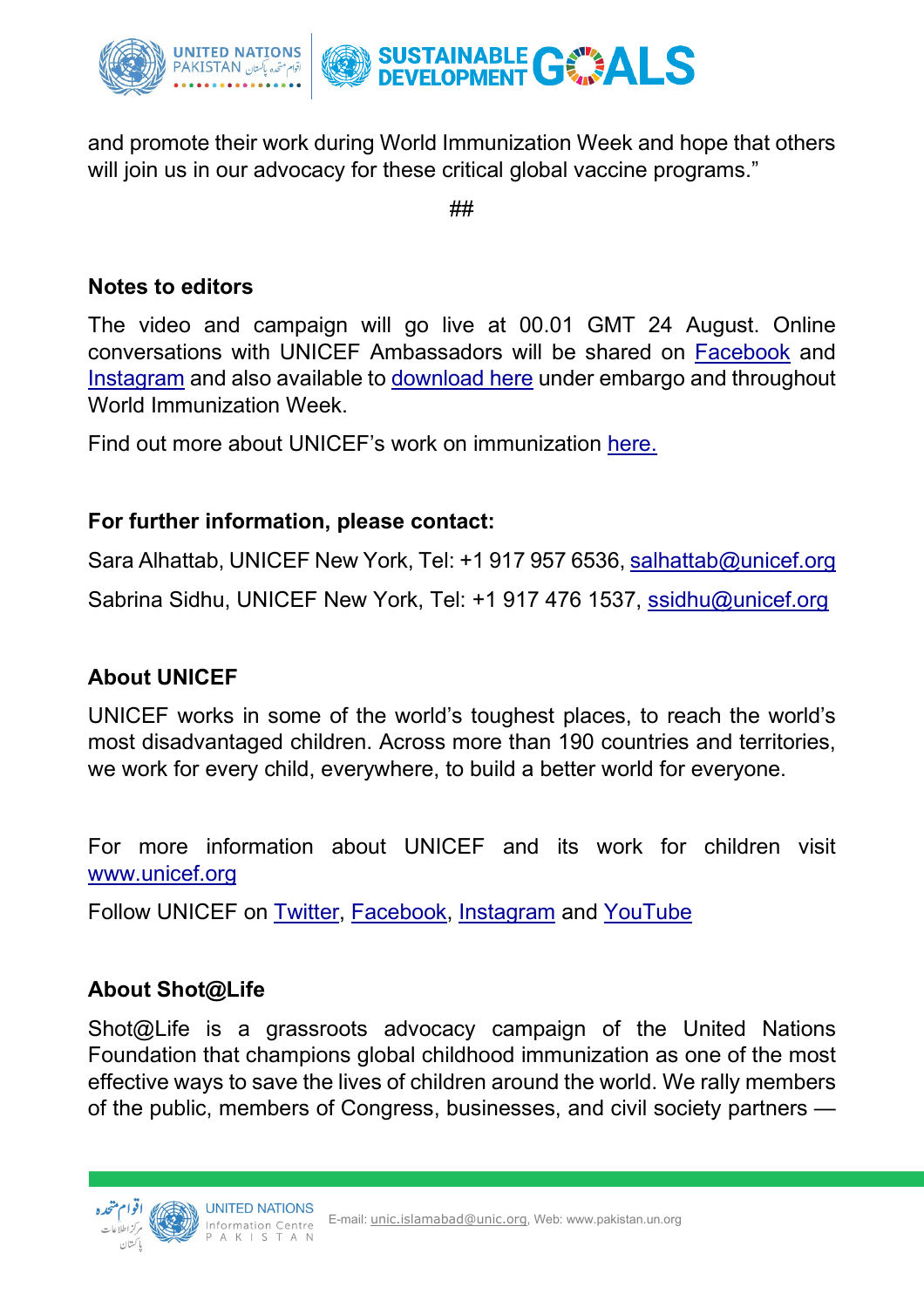and promote their work during World Immunization Week and hope that others will join us in our advocacy for these critical global vaccine programs."

##

**Notes to editors**

The video and campaign will go live at 00.01 GMT 24 August. Online conversations with UNICEF Ambassadors will be shared on Facebook and Instagram and also available to download here under embargo and throughout World Immunization Week.

Find out more about UNICEF's work on immunization here.

**For further information, please contact:**

Sara Alhattab, UNICEF New York, Tel: +1 917 957 6536, salhattab@unicef.org

Sabrina Sidhu, UNICEF New York, Tel: +1 917 476 1537, ssidhu@unicef.org

**About UNICEF**

UNICEF works in some of the world's toughest places, to reach the world's most disadvantaged children. Across more than 190 countries and territories, we work for every child, everywhere, to build a better world for everyone.

For more information about UNICEF and its work for children visit www.unicef.org

Follow UNICEF on Twitter, Facebook, Instagram and YouTube

**About Shot@Life**

Shot@Life is a grassroots advocacy campaign of the United Nations Foundation that champions global childhood immunization as one of the most effective ways to save the lives of children around the world. We rally members of the public, members of Congress, businesses, and civil society partners —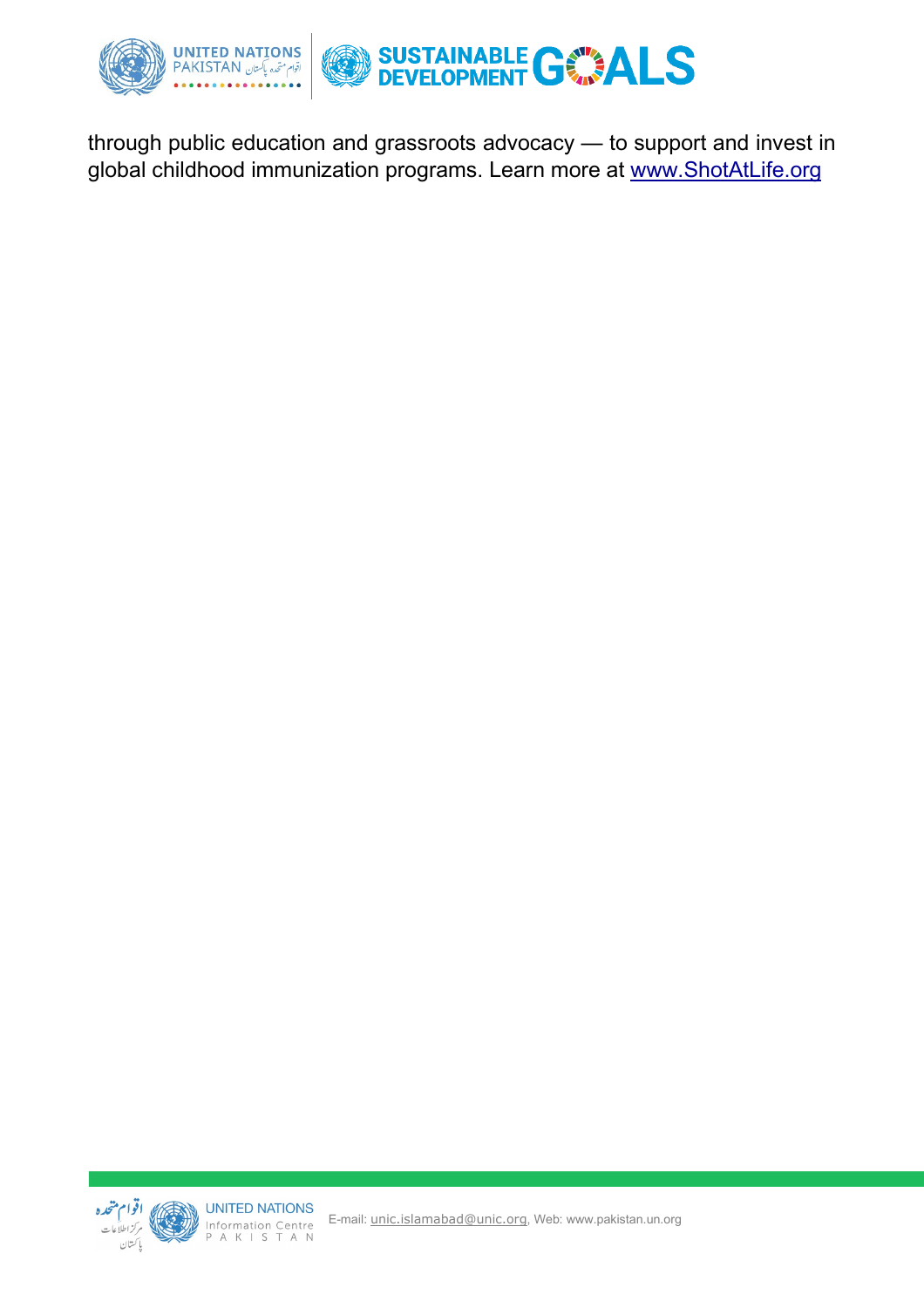through public education and grassroots advocacy — to support and invest in global childhood immunization programs. Learn more at [www.ShotAtLife.org](http://www.ShotAtLife.org)